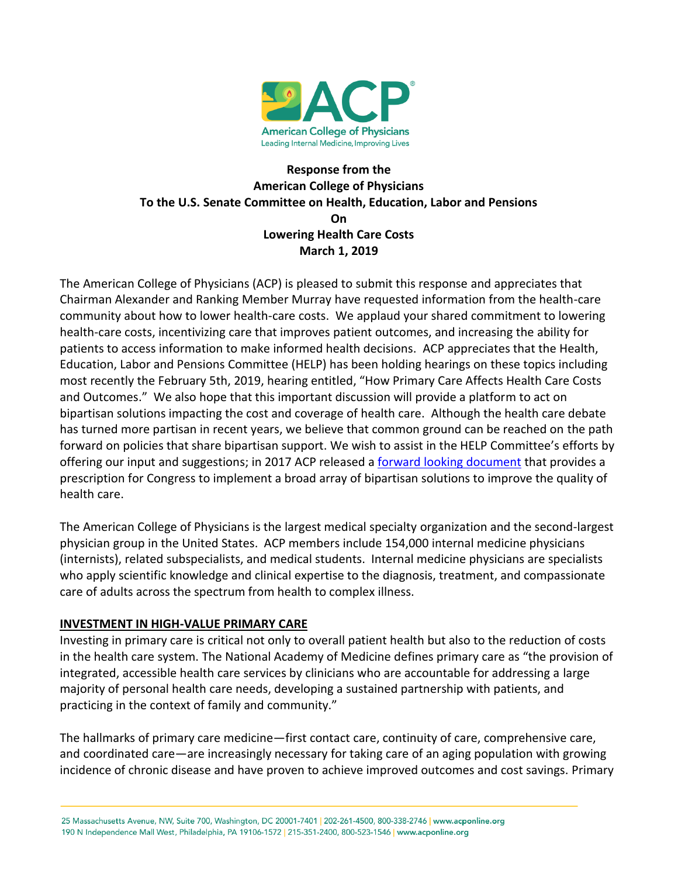**Response from the**
**American College of Physicians**
**To the U.S. Senate Committee on Health, Education, Labor and Pensions**
**On**
**Lowering Health Care Costs**
**March 1, 2019**

The American College of Physicians (ACP) is pleased to submit this response and appreciates that Chairman Alexander and Ranking Member Murray have requested information from the health-care community about how to lower health-care costs. We applaud your shared commitment to lowering health-care costs, incentivizing care that improves patient outcomes, and increasing the ability for patients to access information to make informed health decisions. ACP appreciates that the Health, Education, Labor and Pensions Committee (HELP) has been holding hearings on these topics including most recently the February 5th, 2019, hearing entitled, "How Primary Care Affects Health Care Costs and Outcomes." We also hope that this important discussion will provide a platform to act on bipartisan solutions impacting the cost and coverage of health care. Although the health care debate has turned more partisan in recent years, we believe that common ground can be reached on the path forward on policies that share bipartisan support. We wish to assist in the HELP Committee's efforts by offering our input and suggestions; in 2017 ACP released a forward looking document that provides a prescription for Congress to implement a broad array of bipartisan solutions to improve the quality of health care.

The American College of Physicians is the largest medical specialty organization and the second-largest physician group in the United States. ACP members include 154,000 internal medicine physicians (internists), related subspecialists, and medical students. Internal medicine physicians are specialists who apply scientific knowledge and clinical expertise to the diagnosis, treatment, and compassionate care of adults across the spectrum from health to complex illness.

## INVESTMENT IN HIGH-VALUE PRIMARY CARE

Investing in primary care is critical not only to overall patient health but also to the reduction of costs in the health care system. The National Academy of Medicine defines primary care as "the provision of integrated, accessible health care services by clinicians who are accountable for addressing a large majority of personal health care needs, developing a sustained partnership with patients, and practicing in the context of family and community."

The hallmarks of primary care medicine—first contact care, continuity of care, comprehensive care, and coordinated care—are increasingly necessary for taking care of an aging population with growing incidence of chronic disease and have proven to achieve improved outcomes and cost savings. Primary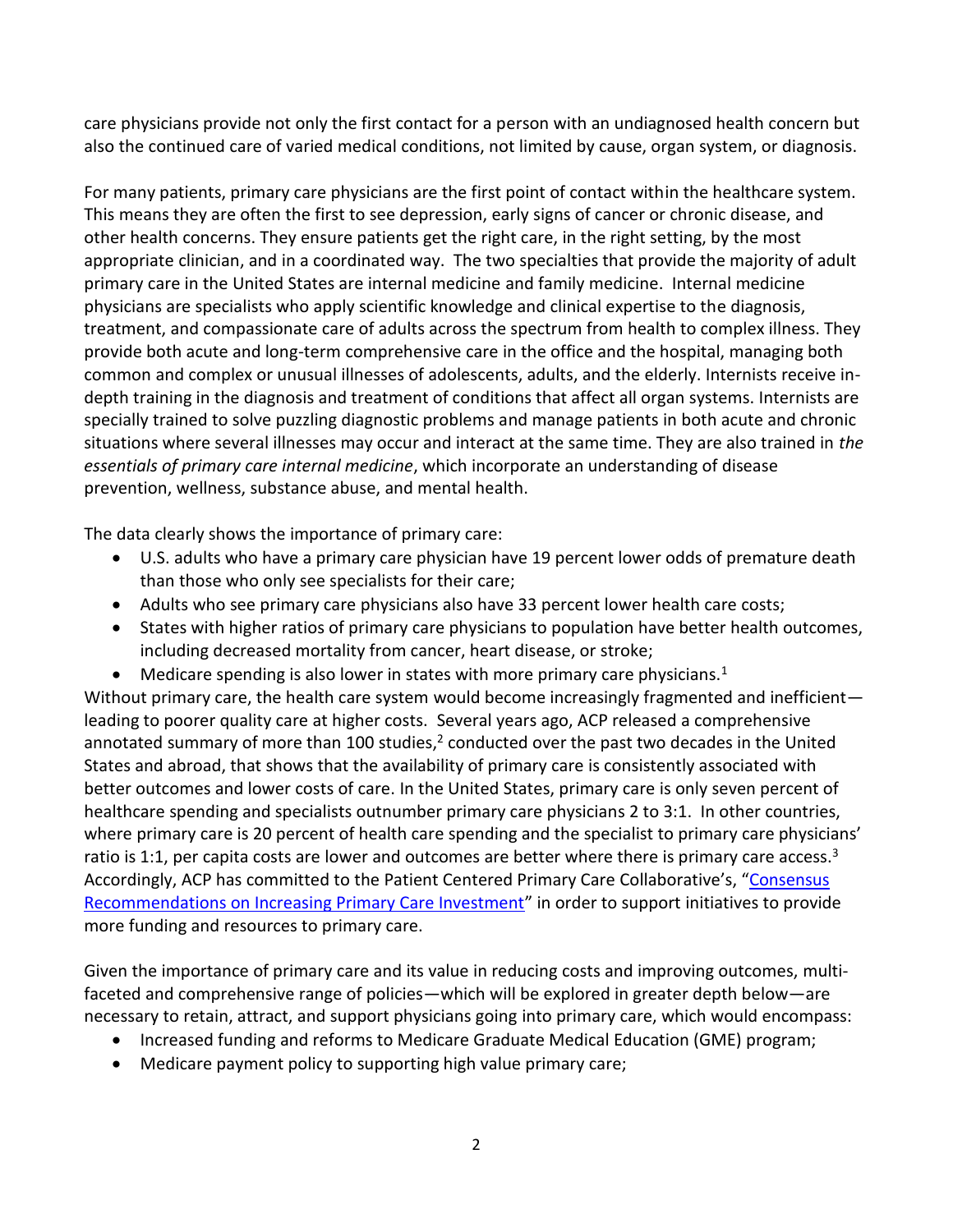care physicians provide not only the first contact for a person with an undiagnosed health concern but also the continued care of varied medical conditions, not limited by cause, organ system, or diagnosis.

For many patients, primary care physicians are the first point of contact within the healthcare system. This means they are often the first to see depression, early signs of cancer or chronic disease, and other health concerns. They ensure patients get the right care, in the right setting, by the most appropriate clinician, and in a coordinated way. The two specialties that provide the majority of adult primary care in the United States are internal medicine and family medicine. Internal medicine physicians are specialists who apply scientific knowledge and clinical expertise to the diagnosis, treatment, and compassionate care of adults across the spectrum from health to complex illness. They provide both acute and long-term comprehensive care in the office and the hospital, managing both common and complex or unusual illnesses of adolescents, adults, and the elderly. Internists receive in-depth training in the diagnosis and treatment of conditions that affect all organ systems. Internists are specially trained to solve puzzling diagnostic problems and manage patients in both acute and chronic situations where several illnesses may occur and interact at the same time. They are also trained in *the essentials of primary care internal medicine*, which incorporate an understanding of disease prevention, wellness, substance abuse, and mental health.

The data clearly shows the importance of primary care:

- U.S. adults who have a primary care physician have 19 percent lower odds of premature death than those who only see specialists for their care;
- Adults who see primary care physicians also have 33 percent lower health care costs;
- States with higher ratios of primary care physicians to population have better health outcomes, including decreased mortality from cancer, heart disease, or stroke;
- Medicare spending is also lower in states with more primary care physicians.[1]

Without primary care, the health care system would become increasingly fragmented and inefficient—leading to poorer quality care at higher costs. Several years ago, ACP released a comprehensive annotated summary of more than 100 studies,[2] conducted over the past two decades in the United States and abroad, that shows that the availability of primary care is consistently associated with better outcomes and lower costs of care. In the United States, primary care is only seven percent of healthcare spending and specialists outnumber primary care physicians 2 to 3:1. In other countries, where primary care is 20 percent of health care spending and the specialist to primary care physicians' ratio is 1:1, per capita costs are lower and outcomes are better where there is primary care access.[3] Accordingly, ACP has committed to the Patient Centered Primary Care Collaborative's, "Consensus Recommendations on Increasing Primary Care Investment" in order to support initiatives to provide more funding and resources to primary care.

Given the importance of primary care and its value in reducing costs and improving outcomes, multi-faceted and comprehensive range of policies—which will be explored in greater depth below—are necessary to retain, attract, and support physicians going into primary care, which would encompass:

- Increased funding and reforms to Medicare Graduate Medical Education (GME) program;
- Medicare payment policy to supporting high value primary care;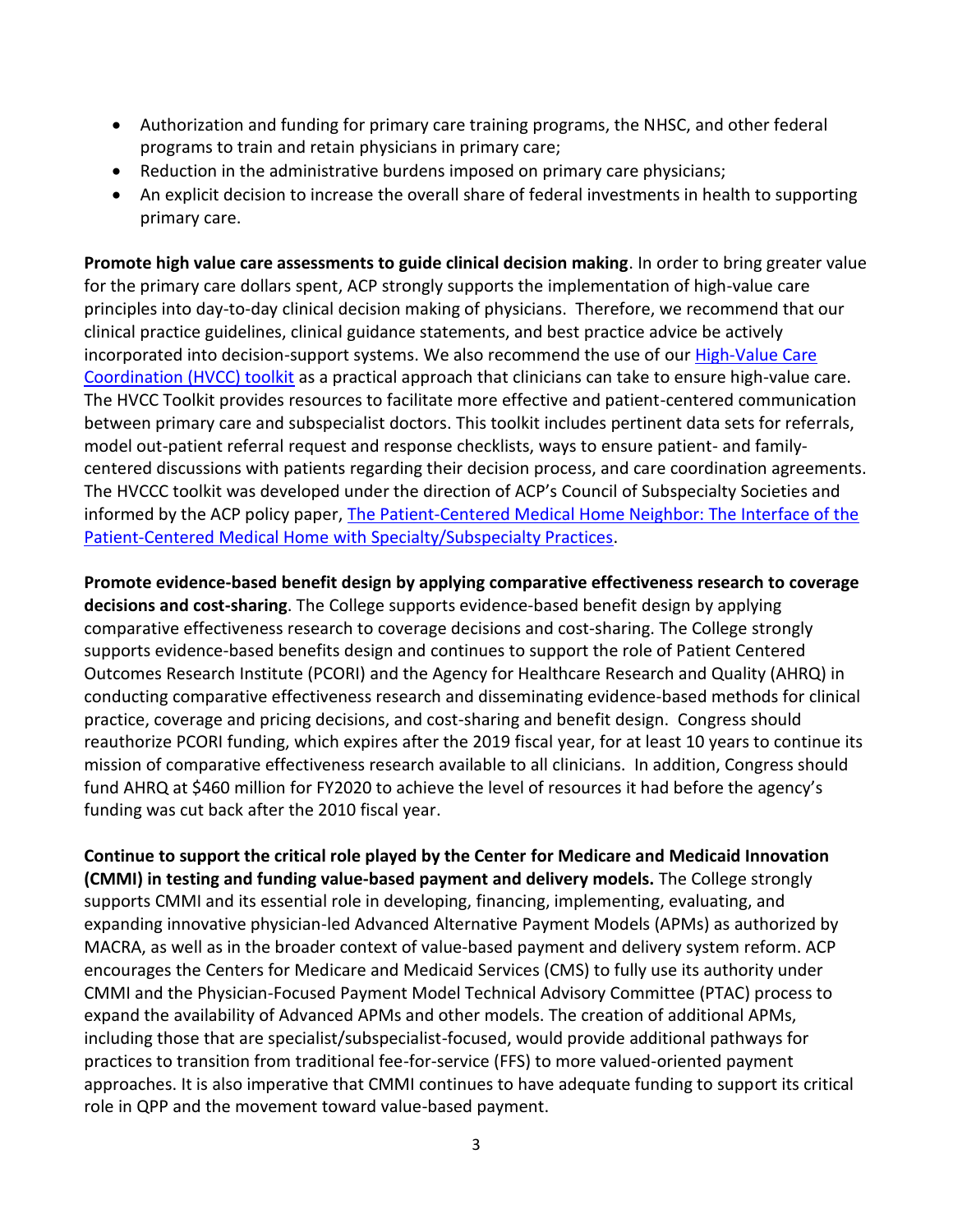- Authorization and funding for primary care training programs, the NHSC, and other federal programs to train and retain physicians in primary care;
- Reduction in the administrative burdens imposed on primary care physicians;
- An explicit decision to increase the overall share of federal investments in health to supporting primary care.

**Promote high value care assessments to guide clinical decision making**. In order to bring greater value for the primary care dollars spent, ACP strongly supports the implementation of high-value care principles into day-to-day clinical decision making of physicians. Therefore, we recommend that our clinical practice guidelines, clinical guidance statements, and best practice advice be actively incorporated into decision-support systems. We also recommend the use of our High-Value Care Coordination (HVCC) toolkit as a practical approach that clinicians can take to ensure high-value care. The HVCC Toolkit provides resources to facilitate more effective and patient-centered communication between primary care and subspecialist doctors. This toolkit includes pertinent data sets for referrals, model out-patient referral request and response checklists, ways to ensure patient- and family-centered discussions with patients regarding their decision process, and care coordination agreements. The HVCCC toolkit was developed under the direction of ACP's Council of Subspecialty Societies and informed by the ACP policy paper, The Patient-Centered Medical Home Neighbor: The Interface of the Patient-Centered Medical Home with Specialty/Subspecialty Practices.

**Promote evidence-based benefit design by applying comparative effectiveness research to coverage decisions and cost-sharing**. The College supports evidence-based benefit design by applying comparative effectiveness research to coverage decisions and cost-sharing. The College strongly supports evidence-based benefits design and continues to support the role of Patient Centered Outcomes Research Institute (PCORI) and the Agency for Healthcare Research and Quality (AHRQ) in conducting comparative effectiveness research and disseminating evidence-based methods for clinical practice, coverage and pricing decisions, and cost-sharing and benefit design. Congress should reauthorize PCORI funding, which expires after the 2019 fiscal year, for at least 10 years to continue its mission of comparative effectiveness research available to all clinicians. In addition, Congress should fund AHRQ at $460 million for FY2020 to achieve the level of resources it had before the agency's funding was cut back after the 2010 fiscal year.

**Continue to support the critical role played by the Center for Medicare and Medicaid Innovation (CMMI) in testing and funding value-based payment and delivery models.** The College strongly supports CMMI and its essential role in developing, financing, implementing, evaluating, and expanding innovative physician-led Advanced Alternative Payment Models (APMs) as authorized by MACRA, as well as in the broader context of value-based payment and delivery system reform. ACP encourages the Centers for Medicare and Medicaid Services (CMS) to fully use its authority under CMMI and the Physician-Focused Payment Model Technical Advisory Committee (PTAC) process to expand the availability of Advanced APMs and other models. The creation of additional APMs, including those that are specialist/subspecialist-focused, would provide additional pathways for practices to transition from traditional fee-for-service (FFS) to more valued-oriented payment approaches. It is also imperative that CMMI continues to have adequate funding to support its critical role in QPP and the movement toward value-based payment.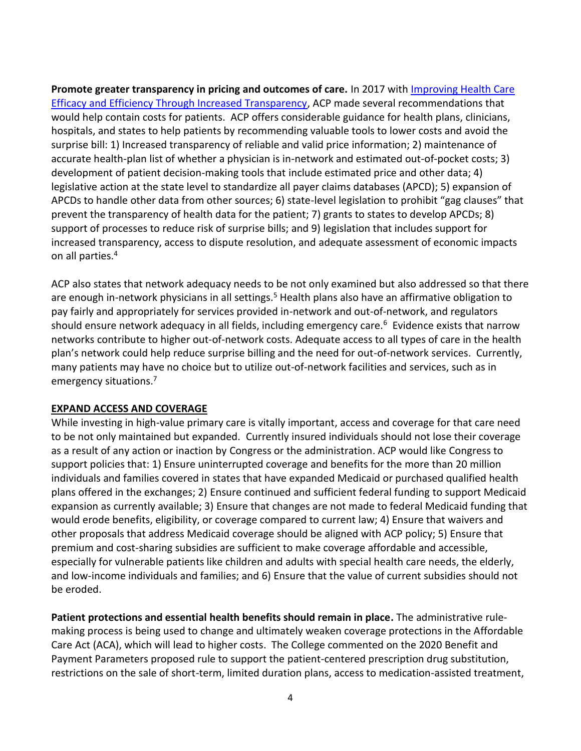**Promote greater transparency in pricing and outcomes of care.** In 2017 with [Improving Health Care Efficacy and Efficiency Through Increased Transparency](), ACP made several recommendations that would help contain costs for patients. ACP offers considerable guidance for health plans, clinicians, hospitals, and states to help patients by recommending valuable tools to lower costs and avoid the surprise bill: 1) Increased transparency of reliable and valid price information; 2) maintenance of accurate health-plan list of whether a physician is in-network and estimated out-of-pocket costs; 3) development of patient decision-making tools that include estimated price and other data; 4) legislative action at the state level to standardize all payer claims databases (APCD); 5) expansion of APCDs to handle other data from other sources; 6) state-level legislation to prohibit "gag clauses" that prevent the transparency of health data for the patient; 7) grants to states to develop APCDs; 8) support of processes to reduce risk of surprise bills; and 9) legislation that includes support for increased transparency, access to dispute resolution, and adequate assessment of economic impacts on all parties.[4]

ACP also states that network adequacy needs to be not only examined but also addressed so that there are enough in-network physicians in all settings.[5] Health plans also have an affirmative obligation to pay fairly and appropriately for services provided in-network and out-of-network, and regulators should ensure network adequacy in all fields, including emergency care.[6] Evidence exists that narrow networks contribute to higher out-of-network costs. Adequate access to all types of care in the health plan's network could help reduce surprise billing and the need for out-of-network services. Currently, many patients may have no choice but to utilize out-of-network facilities and services, such as in emergency situations.[7]

## EXPAND ACCESS AND COVERAGE

While investing in high-value primary care is vitally important, access and coverage for that care need to be not only maintained but expanded. Currently insured individuals should not lose their coverage as a result of any action or inaction by Congress or the administration. ACP would like Congress to support policies that: 1) Ensure uninterrupted coverage and benefits for the more than 20 million individuals and families covered in states that have expanded Medicaid or purchased qualified health plans offered in the exchanges; 2) Ensure continued and sufficient federal funding to support Medicaid expansion as currently available; 3) Ensure that changes are not made to federal Medicaid funding that would erode benefits, eligibility, or coverage compared to current law; 4) Ensure that waivers and other proposals that address Medicaid coverage should be aligned with ACP policy; 5) Ensure that premium and cost-sharing subsidies are sufficient to make coverage affordable and accessible, especially for vulnerable patients like children and adults with special health care needs, the elderly, and low-income individuals and families; and 6) Ensure that the value of current subsidies should not be eroded.

**Patient protections and essential health benefits should remain in place.** The administrative rule-making process is being used to change and ultimately weaken coverage protections in the Affordable Care Act (ACA), which will lead to higher costs. The College commented on the 2020 Benefit and Payment Parameters proposed rule to support the patient-centered prescription drug substitution, restrictions on the sale of short-term, limited duration plans, access to medication-assisted treatment,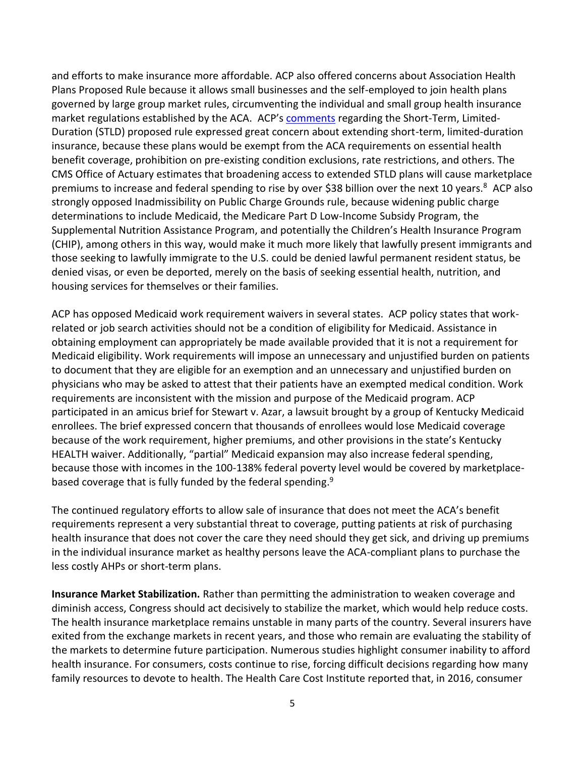and efforts to make insurance more affordable. ACP also offered concerns about Association Health Plans Proposed Rule because it allows small businesses and the self-employed to join health plans governed by large group market rules, circumventing the individual and small group health insurance market regulations established by the ACA. ACP's comments regarding the Short-Term, Limited-Duration (STLD) proposed rule expressed great concern about extending short-term, limited-duration insurance, because these plans would be exempt from the ACA requirements on essential health benefit coverage, prohibition on pre-existing condition exclusions, rate restrictions, and others. The CMS Office of Actuary estimates that broadening access to extended STLD plans will cause marketplace premiums to increase and federal spending to rise by over $38 billion over the next 10 years.[8] ACP also strongly opposed Inadmissibility on Public Charge Grounds rule, because widening public charge determinations to include Medicaid, the Medicare Part D Low-Income Subsidy Program, the Supplemental Nutrition Assistance Program, and potentially the Children's Health Insurance Program (CHIP), among others in this way, would make it much more likely that lawfully present immigrants and those seeking to lawfully immigrate to the U.S. could be denied lawful permanent resident status, be denied visas, or even be deported, merely on the basis of seeking essential health, nutrition, and housing services for themselves or their families.

ACP has opposed Medicaid work requirement waivers in several states. ACP policy states that work-related or job search activities should not be a condition of eligibility for Medicaid. Assistance in obtaining employment can appropriately be made available provided that it is not a requirement for Medicaid eligibility. Work requirements will impose an unnecessary and unjustified burden on patients to document that they are eligible for an exemption and an unnecessary and unjustified burden on physicians who may be asked to attest that their patients have an exempted medical condition. Work requirements are inconsistent with the mission and purpose of the Medicaid program. ACP participated in an amicus brief for Stewart v. Azar, a lawsuit brought by a group of Kentucky Medicaid enrollees. The brief expressed concern that thousands of enrollees would lose Medicaid coverage because of the work requirement, higher premiums, and other provisions in the state's Kentucky HEALTH waiver. Additionally, "partial" Medicaid expansion may also increase federal spending, because those with incomes in the 100-138% federal poverty level would be covered by marketplace-based coverage that is fully funded by the federal spending.[9]

The continued regulatory efforts to allow sale of insurance that does not meet the ACA's benefit requirements represent a very substantial threat to coverage, putting patients at risk of purchasing health insurance that does not cover the care they need should they get sick, and driving up premiums in the individual insurance market as healthy persons leave the ACA-compliant plans to purchase the less costly AHPs or short-term plans.

**Insurance Market Stabilization.** Rather than permitting the administration to weaken coverage and diminish access, Congress should act decisively to stabilize the market, which would help reduce costs. The health insurance marketplace remains unstable in many parts of the country. Several insurers have exited from the exchange markets in recent years, and those who remain are evaluating the stability of the markets to determine future participation. Numerous studies highlight consumer inability to afford health insurance. For consumers, costs continue to rise, forcing difficult decisions regarding how many family resources to devote to health. The Health Care Cost Institute reported that, in 2016, consumer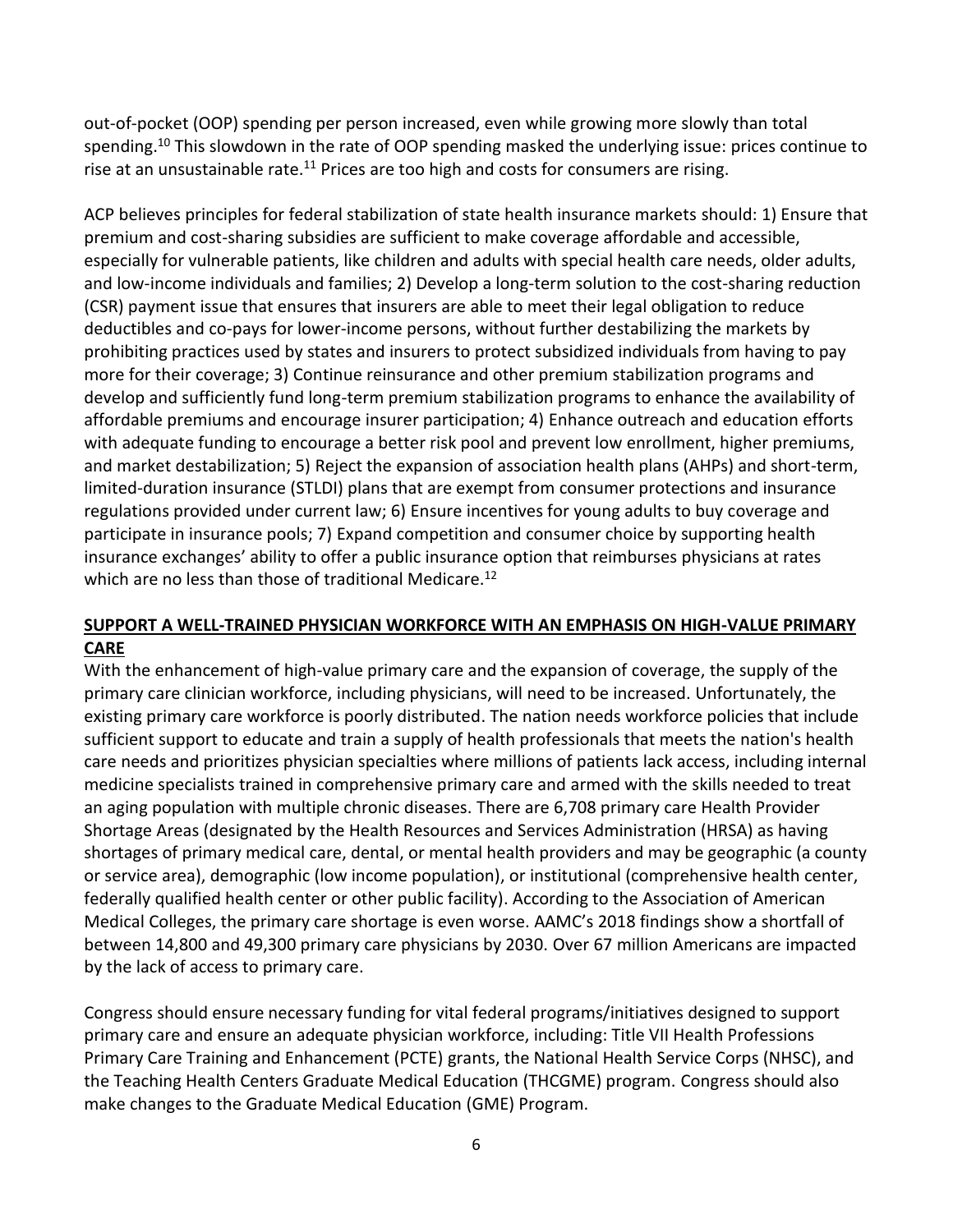out-of-pocket (OOP) spending per person increased, even while growing more slowly than total spending.[10] This slowdown in the rate of OOP spending masked the underlying issue: prices continue to rise at an unsustainable rate.[11] Prices are too high and costs for consumers are rising.

ACP believes principles for federal stabilization of state health insurance markets should: 1) Ensure that premium and cost-sharing subsidies are sufficient to make coverage affordable and accessible, especially for vulnerable patients, like children and adults with special health care needs, older adults, and low-income individuals and families; 2) Develop a long-term solution to the cost-sharing reduction (CSR) payment issue that ensures that insurers are able to meet their legal obligation to reduce deductibles and co-pays for lower-income persons, without further destabilizing the markets by prohibiting practices used by states and insurers to protect subsidized individuals from having to pay more for their coverage; 3) Continue reinsurance and other premium stabilization programs and develop and sufficiently fund long-term premium stabilization programs to enhance the availability of affordable premiums and encourage insurer participation; 4) Enhance outreach and education efforts with adequate funding to encourage a better risk pool and prevent low enrollment, higher premiums, and market destabilization; 5) Reject the expansion of association health plans (AHPs) and short-term, limited-duration insurance (STLDI) plans that are exempt from consumer protections and insurance regulations provided under current law; 6) Ensure incentives for young adults to buy coverage and participate in insurance pools; 7) Expand competition and consumer choice by supporting health insurance exchanges' ability to offer a public insurance option that reimburses physicians at rates which are no less than those of traditional Medicare.[12]

## **SUPPORT A WELL-TRAINED PHYSICIAN WORKFORCE WITH AN EMPHASIS ON HIGH-VALUE PRIMARY CARE**

With the enhancement of high-value primary care and the expansion of coverage, the supply of the primary care clinician workforce, including physicians, will need to be increased. Unfortunately, the existing primary care workforce is poorly distributed. The nation needs workforce policies that include sufficient support to educate and train a supply of health professionals that meets the nation's health care needs and prioritizes physician specialties where millions of patients lack access, including internal medicine specialists trained in comprehensive primary care and armed with the skills needed to treat an aging population with multiple chronic diseases. There are 6,708 primary care Health Provider Shortage Areas (designated by the Health Resources and Services Administration (HRSA) as having shortages of primary medical care, dental, or mental health providers and may be geographic (a county or service area), demographic (low income population), or institutional (comprehensive health center, federally qualified health center or other public facility). According to the Association of American Medical Colleges, the primary care shortage is even worse. AAMC's 2018 findings show a shortfall of between 14,800 and 49,300 primary care physicians by 2030. Over 67 million Americans are impacted by the lack of access to primary care.

Congress should ensure necessary funding for vital federal programs/initiatives designed to support primary care and ensure an adequate physician workforce, including: Title VII Health Professions Primary Care Training and Enhancement (PCTE) grants, the National Health Service Corps (NHSC), and the Teaching Health Centers Graduate Medical Education (THCGME) program. Congress should also make changes to the Graduate Medical Education (GME) Program.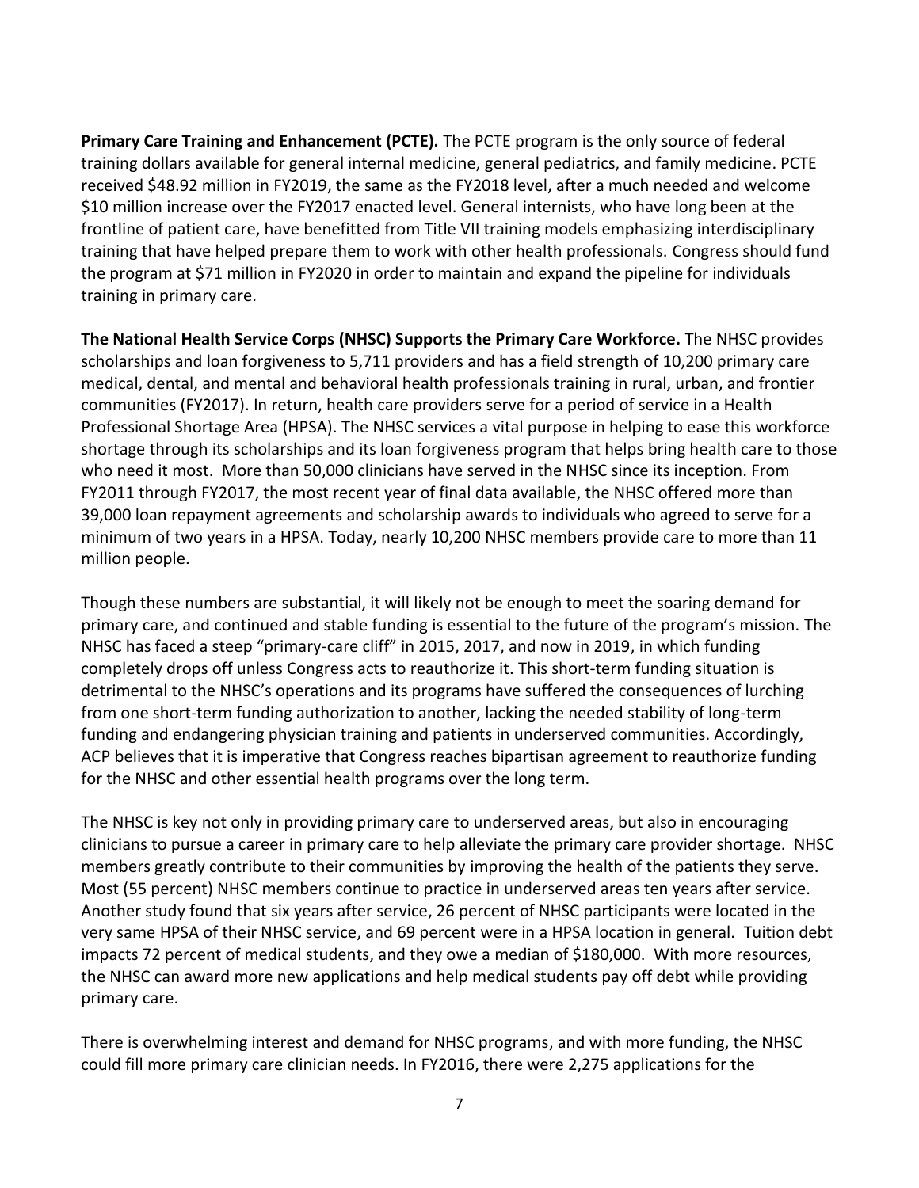**Primary Care Training and Enhancement (PCTE).** The PCTE program is the only source of federal training dollars available for general internal medicine, general pediatrics, and family medicine. PCTE received $48.92 million in FY2019, the same as the FY2018 level, after a much needed and welcome $10 million increase over the FY2017 enacted level. General internists, who have long been at the frontline of patient care, have benefitted from Title VII training models emphasizing interdisciplinary training that have helped prepare them to work with other health professionals. Congress should fund the program at $71 million in FY2020 in order to maintain and expand the pipeline for individuals training in primary care.

**The National Health Service Corps (NHSC) Supports the Primary Care Workforce.** The NHSC provides scholarships and loan forgiveness to 5,711 providers and has a field strength of 10,200 primary care medical, dental, and mental and behavioral health professionals training in rural, urban, and frontier communities (FY2017). In return, health care providers serve for a period of service in a Health Professional Shortage Area (HPSA). The NHSC services a vital purpose in helping to ease this workforce shortage through its scholarships and its loan forgiveness program that helps bring health care to those who need it most. More than 50,000 clinicians have served in the NHSC since its inception. From FY2011 through FY2017, the most recent year of final data available, the NHSC offered more than 39,000 loan repayment agreements and scholarship awards to individuals who agreed to serve for a minimum of two years in a HPSA. Today, nearly 10,200 NHSC members provide care to more than 11 million people.

Though these numbers are substantial, it will likely not be enough to meet the soaring demand for primary care, and continued and stable funding is essential to the future of the program's mission. The NHSC has faced a steep "primary-care cliff" in 2015, 2017, and now in 2019, in which funding completely drops off unless Congress acts to reauthorize it. This short-term funding situation is detrimental to the NHSC's operations and its programs have suffered the consequences of lurching from one short-term funding authorization to another, lacking the needed stability of long-term funding and endangering physician training and patients in underserved communities. Accordingly, ACP believes that it is imperative that Congress reaches bipartisan agreement to reauthorize funding for the NHSC and other essential health programs over the long term.

The NHSC is key not only in providing primary care to underserved areas, but also in encouraging clinicians to pursue a career in primary care to help alleviate the primary care provider shortage. NHSC members greatly contribute to their communities by improving the health of the patients they serve. Most (55 percent) NHSC members continue to practice in underserved areas ten years after service. Another study found that six years after service, 26 percent of NHSC participants were located in the very same HPSA of their NHSC service, and 69 percent were in a HPSA location in general. Tuition debt impacts 72 percent of medical students, and they owe a median of $180,000. With more resources, the NHSC can award more new applications and help medical students pay off debt while providing primary care.

There is overwhelming interest and demand for NHSC programs, and with more funding, the NHSC could fill more primary care clinician needs. In FY2016, there were 2,275 applications for the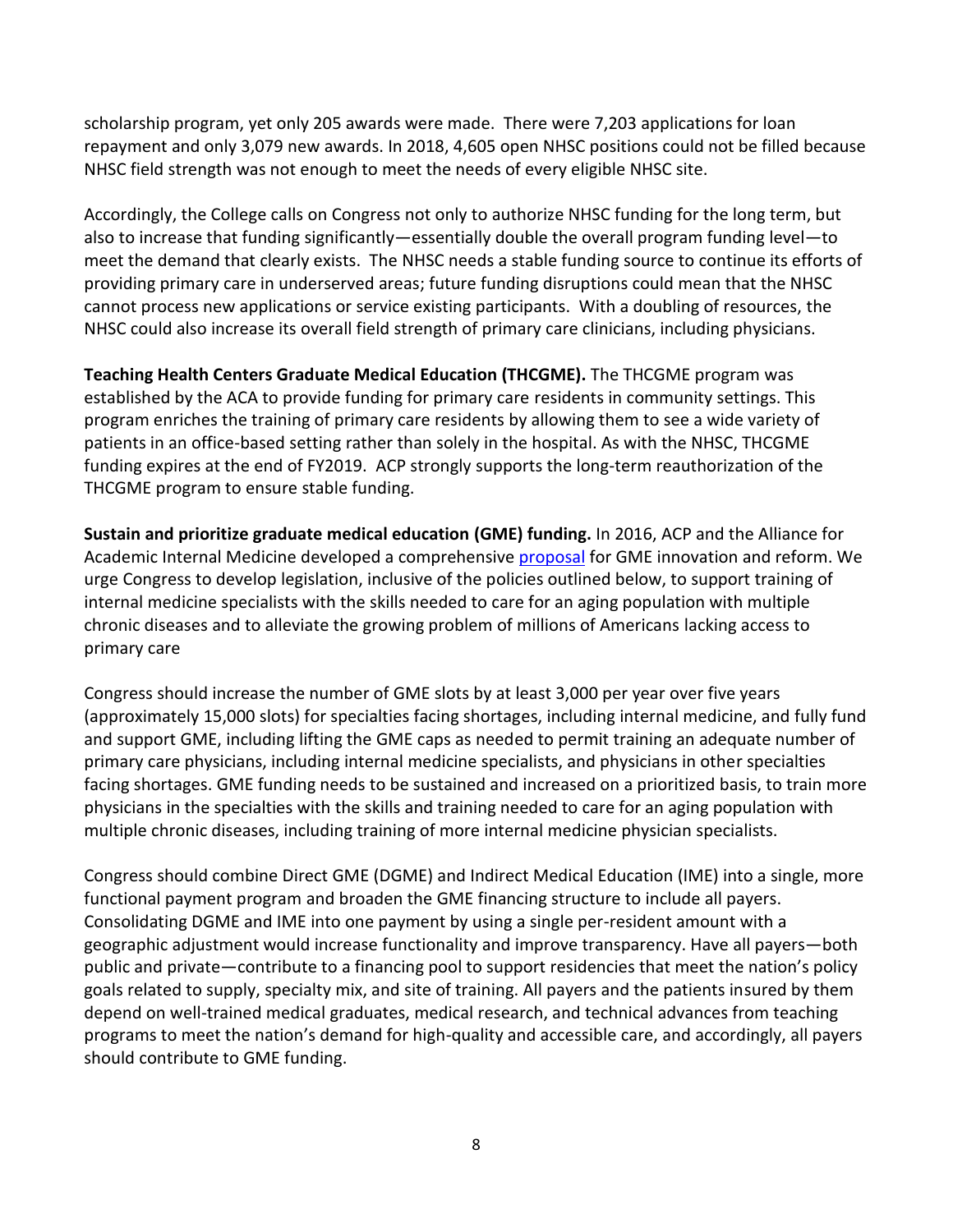scholarship program, yet only 205 awards were made. There were 7,203 applications for loan repayment and only 3,079 new awards. In 2018, 4,605 open NHSC positions could not be filled because NHSC field strength was not enough to meet the needs of every eligible NHSC site.

Accordingly, the College calls on Congress not only to authorize NHSC funding for the long term, but also to increase that funding significantly—essentially double the overall program funding level—to meet the demand that clearly exists. The NHSC needs a stable funding source to continue its efforts of providing primary care in underserved areas; future funding disruptions could mean that the NHSC cannot process new applications or service existing participants. With a doubling of resources, the NHSC could also increase its overall field strength of primary care clinicians, including physicians.

**Teaching Health Centers Graduate Medical Education (THCGME).** The THCGME program was established by the ACA to provide funding for primary care residents in community settings. This program enriches the training of primary care residents by allowing them to see a wide variety of patients in an office-based setting rather than solely in the hospital. As with the NHSC, THCGME funding expires at the end of FY2019. ACP strongly supports the long-term reauthorization of the THCGME program to ensure stable funding.

**Sustain and prioritize graduate medical education (GME) funding.** In 2016, ACP and the Alliance for Academic Internal Medicine developed a comprehensive proposal for GME innovation and reform. We urge Congress to develop legislation, inclusive of the policies outlined below, to support training of internal medicine specialists with the skills needed to care for an aging population with multiple chronic diseases and to alleviate the growing problem of millions of Americans lacking access to primary care

Congress should increase the number of GME slots by at least 3,000 per year over five years (approximately 15,000 slots) for specialties facing shortages, including internal medicine, and fully fund and support GME, including lifting the GME caps as needed to permit training an adequate number of primary care physicians, including internal medicine specialists, and physicians in other specialties facing shortages. GME funding needs to be sustained and increased on a prioritized basis, to train more physicians in the specialties with the skills and training needed to care for an aging population with multiple chronic diseases, including training of more internal medicine physician specialists.

Congress should combine Direct GME (DGME) and Indirect Medical Education (IME) into a single, more functional payment program and broaden the GME financing structure to include all payers. Consolidating DGME and IME into one payment by using a single per-resident amount with a geographic adjustment would increase functionality and improve transparency. Have all payers—both public and private—contribute to a financing pool to support residencies that meet the nation's policy goals related to supply, specialty mix, and site of training. All payers and the patients insured by them depend on well-trained medical graduates, medical research, and technical advances from teaching programs to meet the nation's demand for high-quality and accessible care, and accordingly, all payers should contribute to GME funding.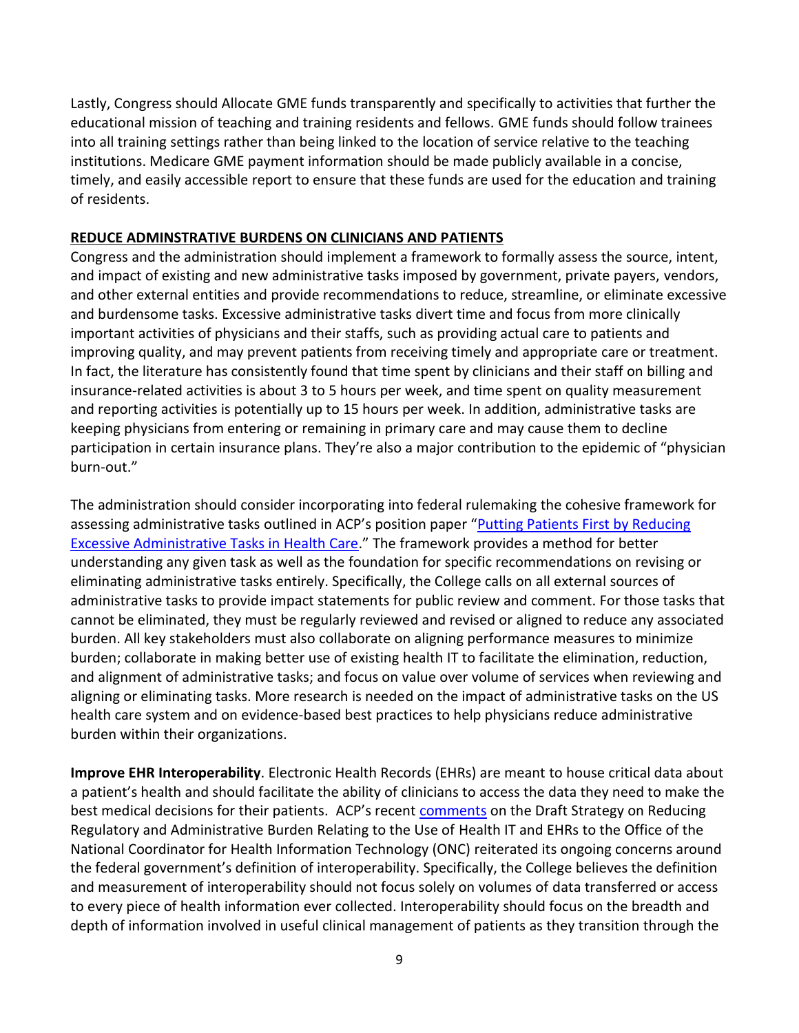Lastly, Congress should Allocate GME funds transparently and specifically to activities that further the educational mission of teaching and training residents and fellows. GME funds should follow trainees into all training settings rather than being linked to the location of service relative to the teaching institutions. Medicare GME payment information should be made publicly available in a concise, timely, and easily accessible report to ensure that these funds are used for the education and training of residents.

## REDUCE ADMINSTRATIVE BURDENS ON CLINICIANS AND PATIENTS

Congress and the administration should implement a framework to formally assess the source, intent, and impact of existing and new administrative tasks imposed by government, private payers, vendors, and other external entities and provide recommendations to reduce, streamline, or eliminate excessive and burdensome tasks. Excessive administrative tasks divert time and focus from more clinically important activities of physicians and their staffs, such as providing actual care to patients and improving quality, and may prevent patients from receiving timely and appropriate care or treatment. In fact, the literature has consistently found that time spent by clinicians and their staff on billing and insurance-related activities is about 3 to 5 hours per week, and time spent on quality measurement and reporting activities is potentially up to 15 hours per week. In addition, administrative tasks are keeping physicians from entering or remaining in primary care and may cause them to decline participation in certain insurance plans. They're also a major contribution to the epidemic of "physician burn-out."

The administration should consider incorporating into federal rulemaking the cohesive framework for assessing administrative tasks outlined in ACP's position paper "Putting Patients First by Reducing Excessive Administrative Tasks in Health Care." The framework provides a method for better understanding any given task as well as the foundation for specific recommendations on revising or eliminating administrative tasks entirely. Specifically, the College calls on all external sources of administrative tasks to provide impact statements for public review and comment. For those tasks that cannot be eliminated, they must be regularly reviewed and revised or aligned to reduce any associated burden. All key stakeholders must also collaborate on aligning performance measures to minimize burden; collaborate in making better use of existing health IT to facilitate the elimination, reduction, and alignment of administrative tasks; and focus on value over volume of services when reviewing and aligning or eliminating tasks. More research is needed on the impact of administrative tasks on the US health care system and on evidence-based best practices to help physicians reduce administrative burden within their organizations.

**Improve EHR Interoperability**. Electronic Health Records (EHRs) are meant to house critical data about a patient's health and should facilitate the ability of clinicians to access the data they need to make the best medical decisions for their patients. ACP's recent comments on the Draft Strategy on Reducing Regulatory and Administrative Burden Relating to the Use of Health IT and EHRs to the Office of the National Coordinator for Health Information Technology (ONC) reiterated its ongoing concerns around the federal government's definition of interoperability. Specifically, the College believes the definition and measurement of interoperability should not focus solely on volumes of data transferred or access to every piece of health information ever collected. Interoperability should focus on the breadth and depth of information involved in useful clinical management of patients as they transition through the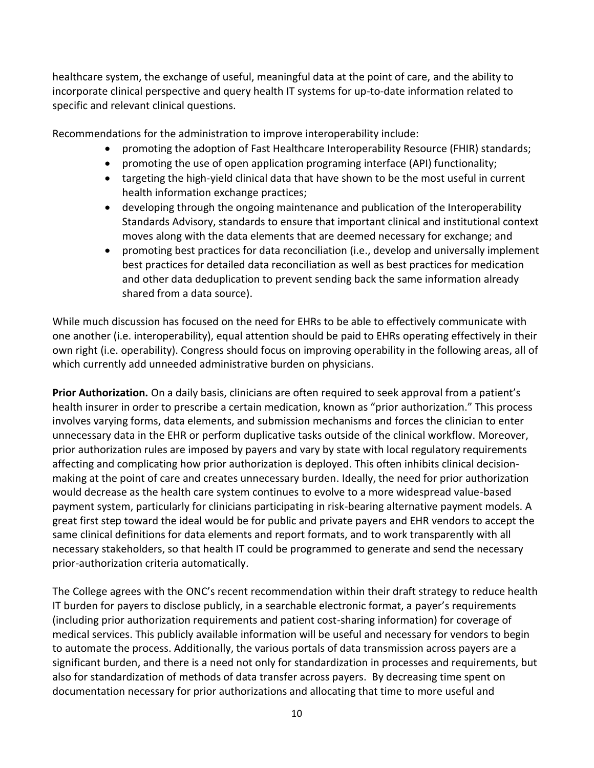healthcare system, the exchange of useful, meaningful data at the point of care, and the ability to incorporate clinical perspective and query health IT systems for up-to-date information related to specific and relevant clinical questions.

Recommendations for the administration to improve interoperability include:

- promoting the adoption of Fast Healthcare Interoperability Resource (FHIR) standards;
- promoting the use of open application programing interface (API) functionality;
- targeting the high-yield clinical data that have shown to be the most useful in current health information exchange practices;
- developing through the ongoing maintenance and publication of the Interoperability Standards Advisory, standards to ensure that important clinical and institutional context moves along with the data elements that are deemed necessary for exchange; and
- promoting best practices for data reconciliation (i.e., develop and universally implement best practices for detailed data reconciliation as well as best practices for medication and other data deduplication to prevent sending back the same information already shared from a data source).

While much discussion has focused on the need for EHRs to be able to effectively communicate with one another (i.e. interoperability), equal attention should be paid to EHRs operating effectively in their own right (i.e. operability). Congress should focus on improving operability in the following areas, all of which currently add unneeded administrative burden on physicians.

**Prior Authorization.** On a daily basis, clinicians are often required to seek approval from a patient's health insurer in order to prescribe a certain medication, known as "prior authorization." This process involves varying forms, data elements, and submission mechanisms and forces the clinician to enter unnecessary data in the EHR or perform duplicative tasks outside of the clinical workflow. Moreover, prior authorization rules are imposed by payers and vary by state with local regulatory requirements affecting and complicating how prior authorization is deployed. This often inhibits clinical decision-making at the point of care and creates unnecessary burden. Ideally, the need for prior authorization would decrease as the health care system continues to evolve to a more widespread value-based payment system, particularly for clinicians participating in risk-bearing alternative payment models. A great first step toward the ideal would be for public and private payers and EHR vendors to accept the same clinical definitions for data elements and report formats, and to work transparently with all necessary stakeholders, so that health IT could be programmed to generate and send the necessary prior-authorization criteria automatically.

The College agrees with the ONC's recent recommendation within their draft strategy to reduce health IT burden for payers to disclose publicly, in a searchable electronic format, a payer's requirements (including prior authorization requirements and patient cost-sharing information) for coverage of medical services. This publicly available information will be useful and necessary for vendors to begin to automate the process. Additionally, the various portals of data transmission across payers are a significant burden, and there is a need not only for standardization in processes and requirements, but also for standardization of methods of data transfer across payers. By decreasing time spent on documentation necessary for prior authorizations and allocating that time to more useful and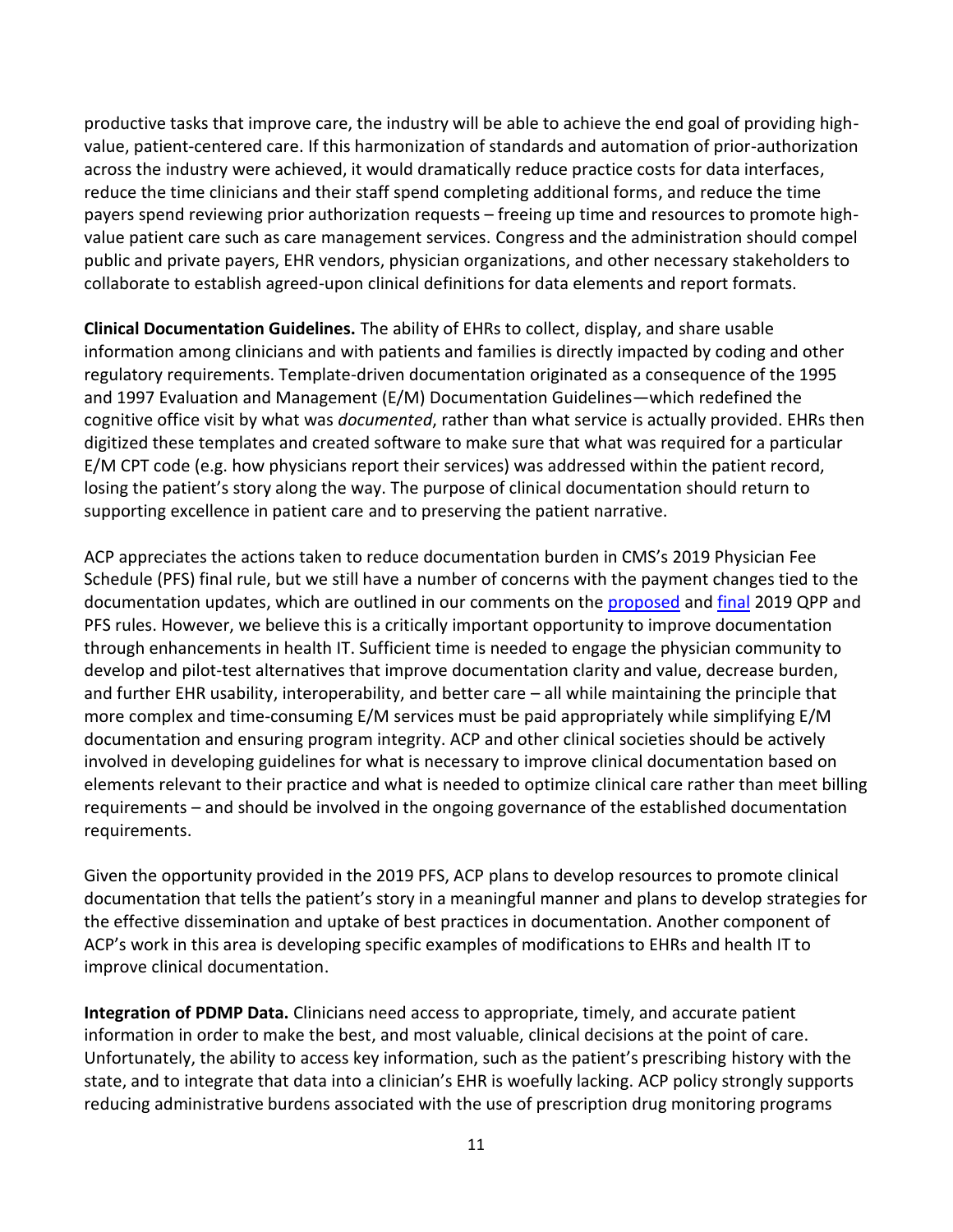productive tasks that improve care, the industry will be able to achieve the end goal of providing high-value, patient-centered care. If this harmonization of standards and automation of prior-authorization across the industry were achieved, it would dramatically reduce practice costs for data interfaces, reduce the time clinicians and their staff spend completing additional forms, and reduce the time payers spend reviewing prior authorization requests – freeing up time and resources to promote high-value patient care such as care management services. Congress and the administration should compel public and private payers, EHR vendors, physician organizations, and other necessary stakeholders to collaborate to establish agreed-upon clinical definitions for data elements and report formats.

**Clinical Documentation Guidelines.** The ability of EHRs to collect, display, and share usable information among clinicians and with patients and families is directly impacted by coding and other regulatory requirements. Template-driven documentation originated as a consequence of the 1995 and 1997 Evaluation and Management (E/M) Documentation Guidelines—which redefined the cognitive office visit by what was *documented*, rather than what service is actually provided. EHRs then digitized these templates and created software to make sure that what was required for a particular E/M CPT code (e.g. how physicians report their services) was addressed within the patient record, losing the patient's story along the way. The purpose of clinical documentation should return to supporting excellence in patient care and to preserving the patient narrative.

ACP appreciates the actions taken to reduce documentation burden in CMS's 2019 Physician Fee Schedule (PFS) final rule, but we still have a number of concerns with the payment changes tied to the documentation updates, which are outlined in our comments on the proposed and final 2019 QPP and PFS rules. However, we believe this is a critically important opportunity to improve documentation through enhancements in health IT. Sufficient time is needed to engage the physician community to develop and pilot-test alternatives that improve documentation clarity and value, decrease burden, and further EHR usability, interoperability, and better care – all while maintaining the principle that more complex and time-consuming E/M services must be paid appropriately while simplifying E/M documentation and ensuring program integrity. ACP and other clinical societies should be actively involved in developing guidelines for what is necessary to improve clinical documentation based on elements relevant to their practice and what is needed to optimize clinical care rather than meet billing requirements – and should be involved in the ongoing governance of the established documentation requirements.

Given the opportunity provided in the 2019 PFS, ACP plans to develop resources to promote clinical documentation that tells the patient's story in a meaningful manner and plans to develop strategies for the effective dissemination and uptake of best practices in documentation. Another component of ACP's work in this area is developing specific examples of modifications to EHRs and health IT to improve clinical documentation.

**Integration of PDMP Data.** Clinicians need access to appropriate, timely, and accurate patient information in order to make the best, and most valuable, clinical decisions at the point of care. Unfortunately, the ability to access key information, such as the patient's prescribing history with the state, and to integrate that data into a clinician's EHR is woefully lacking. ACP policy strongly supports reducing administrative burdens associated with the use of prescription drug monitoring programs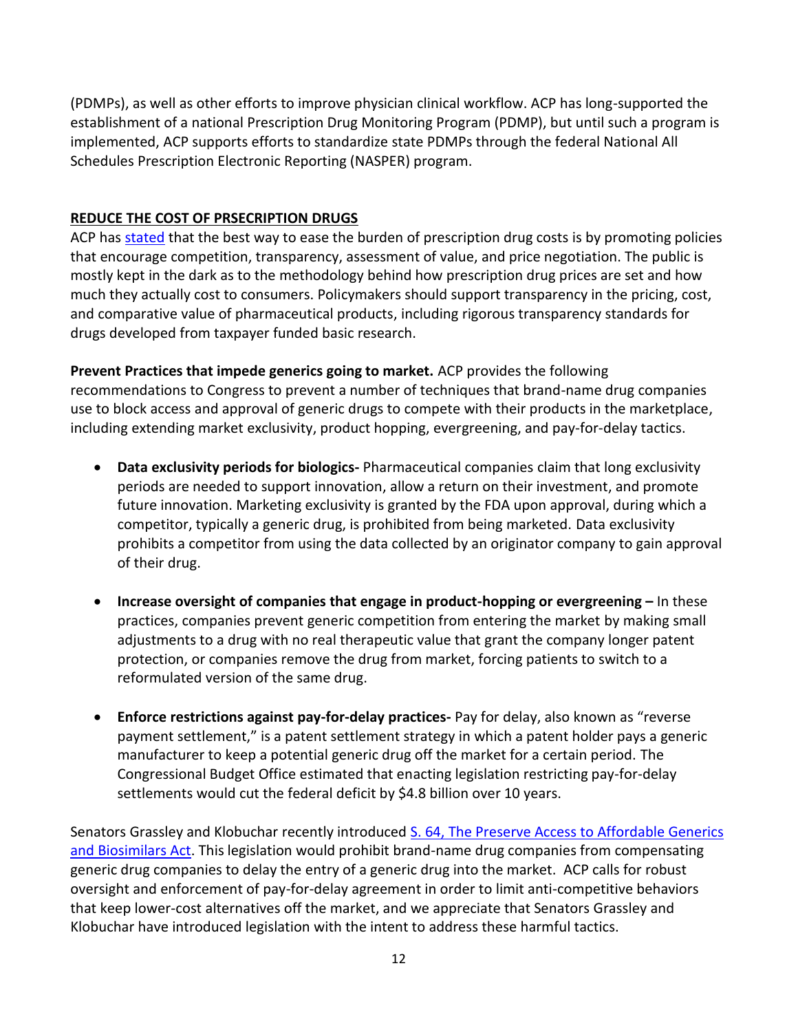(PDMPs), as well as other efforts to improve physician clinical workflow. ACP has long-supported the establishment of a national Prescription Drug Monitoring Program (PDMP), but until such a program is implemented, ACP supports efforts to standardize state PDMPs through the federal National All Schedules Prescription Electronic Reporting (NASPER) program.

## REDUCE THE COST OF PRSECRIPTION DRUGS

ACP has stated that the best way to ease the burden of prescription drug costs is by promoting policies that encourage competition, transparency, assessment of value, and price negotiation. The public is mostly kept in the dark as to the methodology behind how prescription drug prices are set and how much they actually cost to consumers. Policymakers should support transparency in the pricing, cost, and comparative value of pharmaceutical products, including rigorous transparency standards for drugs developed from taxpayer funded basic research.

**Prevent Practices that impede generics going to market.** ACP provides the following recommendations to Congress to prevent a number of techniques that brand-name drug companies use to block access and approval of generic drugs to compete with their products in the marketplace, including extending market exclusivity, product hopping, evergreening, and pay-for-delay tactics.

- **Data exclusivity periods for biologics-** Pharmaceutical companies claim that long exclusivity periods are needed to support innovation, allow a return on their investment, and promote future innovation. Marketing exclusivity is granted by the FDA upon approval, during which a competitor, typically a generic drug, is prohibited from being marketed. Data exclusivity prohibits a competitor from using the data collected by an originator company to gain approval of their drug.

- **Increase oversight of companies that engage in product-hopping or evergreening –** In these practices, companies prevent generic competition from entering the market by making small adjustments to a drug with no real therapeutic value that grant the company longer patent protection, or companies remove the drug from market, forcing patients to switch to a reformulated version of the same drug.

- **Enforce restrictions against pay-for-delay practices-** Pay for delay, also known as "reverse payment settlement," is a patent settlement strategy in which a patent holder pays a generic manufacturer to keep a potential generic drug off the market for a certain period. The Congressional Budget Office estimated that enacting legislation restricting pay-for-delay settlements would cut the federal deficit by $4.8 billion over 10 years.

Senators Grassley and Klobuchar recently introduced S. 64, The Preserve Access to Affordable Generics and Biosimilars Act. This legislation would prohibit brand-name drug companies from compensating generic drug companies to delay the entry of a generic drug into the market. ACP calls for robust oversight and enforcement of pay-for-delay agreement in order to limit anti-competitive behaviors that keep lower-cost alternatives off the market, and we appreciate that Senators Grassley and Klobuchar have introduced legislation with the intent to address these harmful tactics.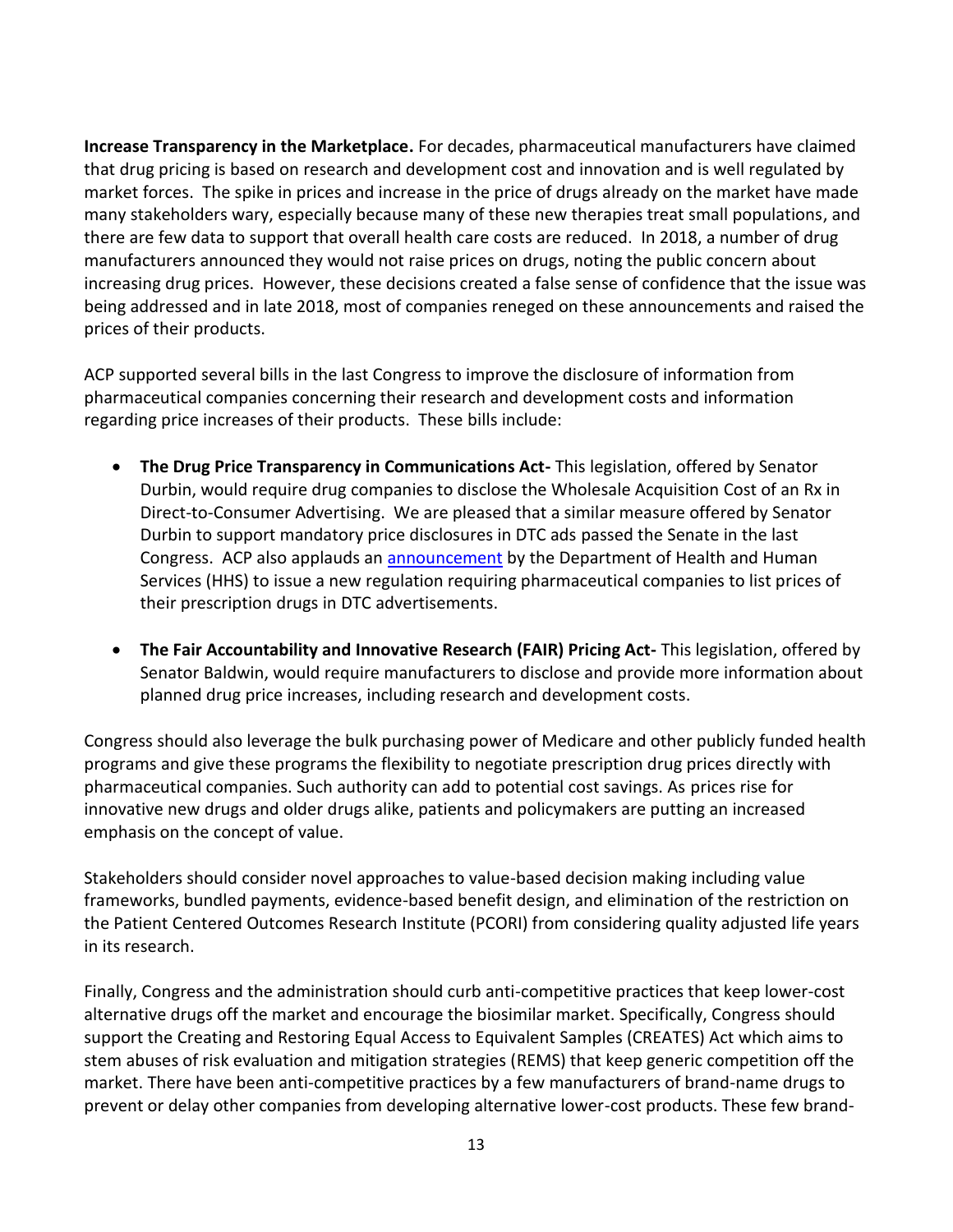**Increase Transparency in the Marketplace.** For decades, pharmaceutical manufacturers have claimed that drug pricing is based on research and development cost and innovation and is well regulated by market forces. The spike in prices and increase in the price of drugs already on the market have made many stakeholders wary, especially because many of these new therapies treat small populations, and there are few data to support that overall health care costs are reduced. In 2018, a number of drug manufacturers announced they would not raise prices on drugs, noting the public concern about increasing drug prices. However, these decisions created a false sense of confidence that the issue was being addressed and in late 2018, most of companies reneged on these announcements and raised the prices of their products.

ACP supported several bills in the last Congress to improve the disclosure of information from pharmaceutical companies concerning their research and development costs and information regarding price increases of their products. These bills include:

- **The Drug Price Transparency in Communications Act-** This legislation, offered by Senator Durbin, would require drug companies to disclose the Wholesale Acquisition Cost of an Rx in Direct-to-Consumer Advertising. We are pleased that a similar measure offered by Senator Durbin to support mandatory price disclosures in DTC ads passed the Senate in the last Congress. ACP also applauds an announcement by the Department of Health and Human Services (HHS) to issue a new regulation requiring pharmaceutical companies to list prices of their prescription drugs in DTC advertisements.

- **The Fair Accountability and Innovative Research (FAIR) Pricing Act-** This legislation, offered by Senator Baldwin, would require manufacturers to disclose and provide more information about planned drug price increases, including research and development costs.

Congress should also leverage the bulk purchasing power of Medicare and other publicly funded health programs and give these programs the flexibility to negotiate prescription drug prices directly with pharmaceutical companies. Such authority can add to potential cost savings. As prices rise for innovative new drugs and older drugs alike, patients and policymakers are putting an increased emphasis on the concept of value.

Stakeholders should consider novel approaches to value-based decision making including value frameworks, bundled payments, evidence-based benefit design, and elimination of the restriction on the Patient Centered Outcomes Research Institute (PCORI) from considering quality adjusted life years in its research.

Finally, Congress and the administration should curb anti-competitive practices that keep lower-cost alternative drugs off the market and encourage the biosimilar market. Specifically, Congress should support the Creating and Restoring Equal Access to Equivalent Samples (CREATES) Act which aims to stem abuses of risk evaluation and mitigation strategies (REMS) that keep generic competition off the market. There have been anti-competitive practices by a few manufacturers of brand-name drugs to prevent or delay other companies from developing alternative lower-cost products. These few brand-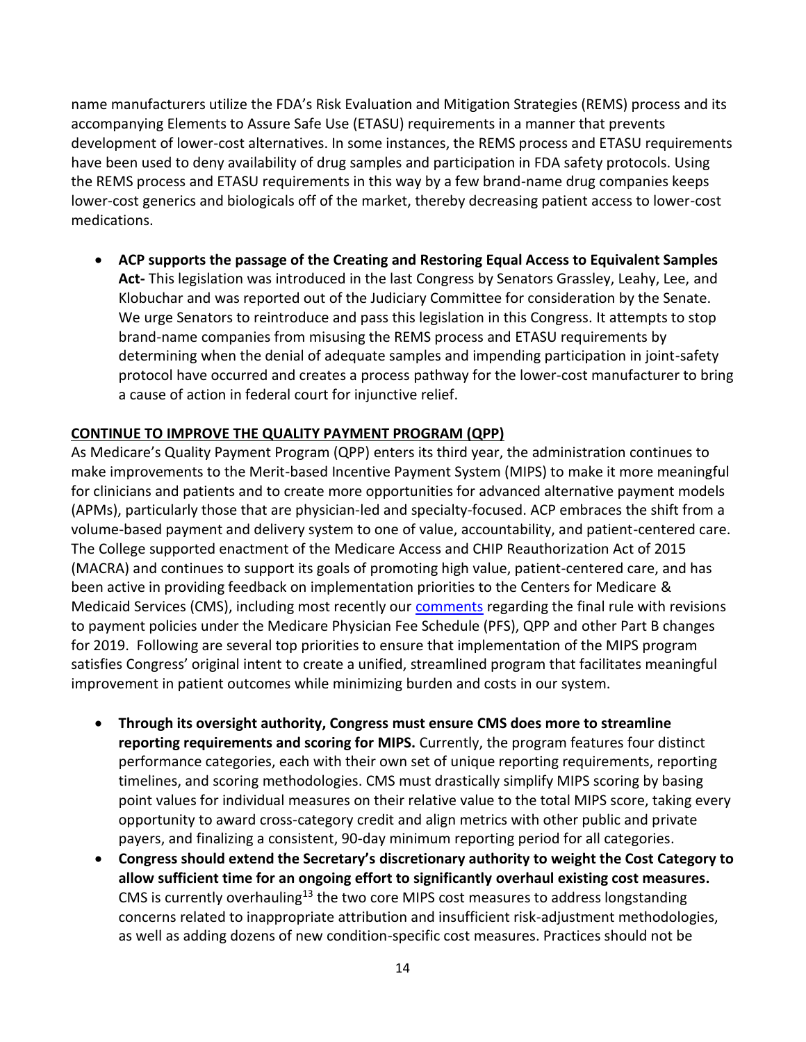name manufacturers utilize the FDA's Risk Evaluation and Mitigation Strategies (REMS) process and its accompanying Elements to Assure Safe Use (ETASU) requirements in a manner that prevents development of lower-cost alternatives. In some instances, the REMS process and ETASU requirements have been used to deny availability of drug samples and participation in FDA safety protocols. Using the REMS process and ETASU requirements in this way by a few brand-name drug companies keeps lower-cost generics and biologicals off of the market, thereby decreasing patient access to lower-cost medications.

- **ACP supports the passage of the Creating and Restoring Equal Access to Equivalent Samples Act-** This legislation was introduced in the last Congress by Senators Grassley, Leahy, Lee, and Klobuchar and was reported out of the Judiciary Committee for consideration by the Senate. We urge Senators to reintroduce and pass this legislation in this Congress. It attempts to stop brand-name companies from misusing the REMS process and ETASU requirements by determining when the denial of adequate samples and impending participation in joint-safety protocol have occurred and creates a process pathway for the lower-cost manufacturer to bring a cause of action in federal court for injunctive relief.

**CONTINUE TO IMPROVE THE QUALITY PAYMENT PROGRAM (QPP)**

As Medicare's Quality Payment Program (QPP) enters its third year, the administration continues to make improvements to the Merit-based Incentive Payment System (MIPS) to make it more meaningful for clinicians and patients and to create more opportunities for advanced alternative payment models (APMs), particularly those that are physician-led and specialty-focused. ACP embraces the shift from a volume-based payment and delivery system to one of value, accountability, and patient-centered care. The College supported enactment of the Medicare Access and CHIP Reauthorization Act of 2015 (MACRA) and continues to support its goals of promoting high value, patient-centered care, and has been active in providing feedback on implementation priorities to the Centers for Medicare & Medicaid Services (CMS), including most recently our comments regarding the final rule with revisions to payment policies under the Medicare Physician Fee Schedule (PFS), QPP and other Part B changes for 2019. Following are several top priorities to ensure that implementation of the MIPS program satisfies Congress' original intent to create a unified, streamlined program that facilitates meaningful improvement in patient outcomes while minimizing burden and costs in our system.

- **Through its oversight authority, Congress must ensure CMS does more to streamline reporting requirements and scoring for MIPS.** Currently, the program features four distinct performance categories, each with their own set of unique reporting requirements, reporting timelines, and scoring methodologies. CMS must drastically simplify MIPS scoring by basing point values for individual measures on their relative value to the total MIPS score, taking every opportunity to award cross-category credit and align metrics with other public and private payers, and finalizing a consistent, 90-day minimum reporting period for all categories.
- **Congress should extend the Secretary's discretionary authority to weight the Cost Category to allow sufficient time for an ongoing effort to significantly overhaul existing cost measures.** CMS is currently overhauling[13] the two core MIPS cost measures to address longstanding concerns related to inappropriate attribution and insufficient risk-adjustment methodologies, as well as adding dozens of new condition-specific cost measures. Practices should not be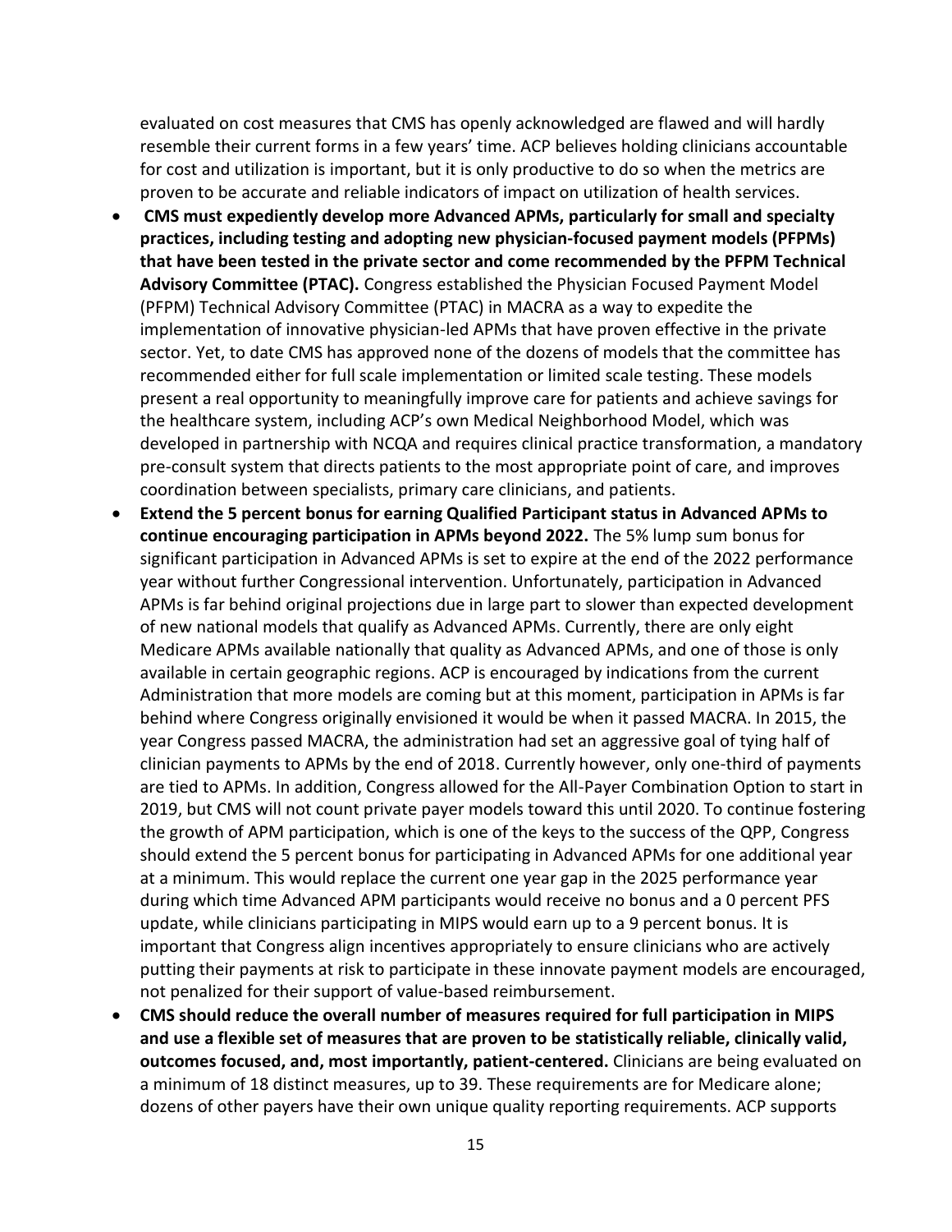evaluated on cost measures that CMS has openly acknowledged are flawed and will hardly resemble their current forms in a few years' time. ACP believes holding clinicians accountable for cost and utilization is important, but it is only productive to do so when the metrics are proven to be accurate and reliable indicators of impact on utilization of health services.

- **CMS must expediently develop more Advanced APMs, particularly for small and specialty practices, including testing and adopting new physician-focused payment models (PFPMs) that have been tested in the private sector and come recommended by the PFPM Technical Advisory Committee (PTAC).** Congress established the Physician Focused Payment Model (PFPM) Technical Advisory Committee (PTAC) in MACRA as a way to expedite the implementation of innovative physician-led APMs that have proven effective in the private sector. Yet, to date CMS has approved none of the dozens of models that the committee has recommended either for full scale implementation or limited scale testing. These models present a real opportunity to meaningfully improve care for patients and achieve savings for the healthcare system, including ACP's own Medical Neighborhood Model, which was developed in partnership with NCQA and requires clinical practice transformation, a mandatory pre-consult system that directs patients to the most appropriate point of care, and improves coordination between specialists, primary care clinicians, and patients.
- **Extend the 5 percent bonus for earning Qualified Participant status in Advanced APMs to continue encouraging participation in APMs beyond 2022.** The 5% lump sum bonus for significant participation in Advanced APMs is set to expire at the end of the 2022 performance year without further Congressional intervention. Unfortunately, participation in Advanced APMs is far behind original projections due in large part to slower than expected development of new national models that qualify as Advanced APMs. Currently, there are only eight Medicare APMs available nationally that quality as Advanced APMs, and one of those is only available in certain geographic regions. ACP is encouraged by indications from the current Administration that more models are coming but at this moment, participation in APMs is far behind where Congress originally envisioned it would be when it passed MACRA. In 2015, the year Congress passed MACRA, the administration had set an aggressive goal of tying half of clinician payments to APMs by the end of 2018. Currently however, only one-third of payments are tied to APMs. In addition, Congress allowed for the All-Payer Combination Option to start in 2019, but CMS will not count private payer models toward this until 2020. To continue fostering the growth of APM participation, which is one of the keys to the success of the QPP, Congress should extend the 5 percent bonus for participating in Advanced APMs for one additional year at a minimum. This would replace the current one year gap in the 2025 performance year during which time Advanced APM participants would receive no bonus and a 0 percent PFS update, while clinicians participating in MIPS would earn up to a 9 percent bonus. It is important that Congress align incentives appropriately to ensure clinicians who are actively putting their payments at risk to participate in these innovate payment models are encouraged, not penalized for their support of value-based reimbursement.
- **CMS should reduce the overall number of measures required for full participation in MIPS and use a flexible set of measures that are proven to be statistically reliable, clinically valid, outcomes focused, and, most importantly, patient-centered.** Clinicians are being evaluated on a minimum of 18 distinct measures, up to 39. These requirements are for Medicare alone; dozens of other payers have their own unique quality reporting requirements. ACP supports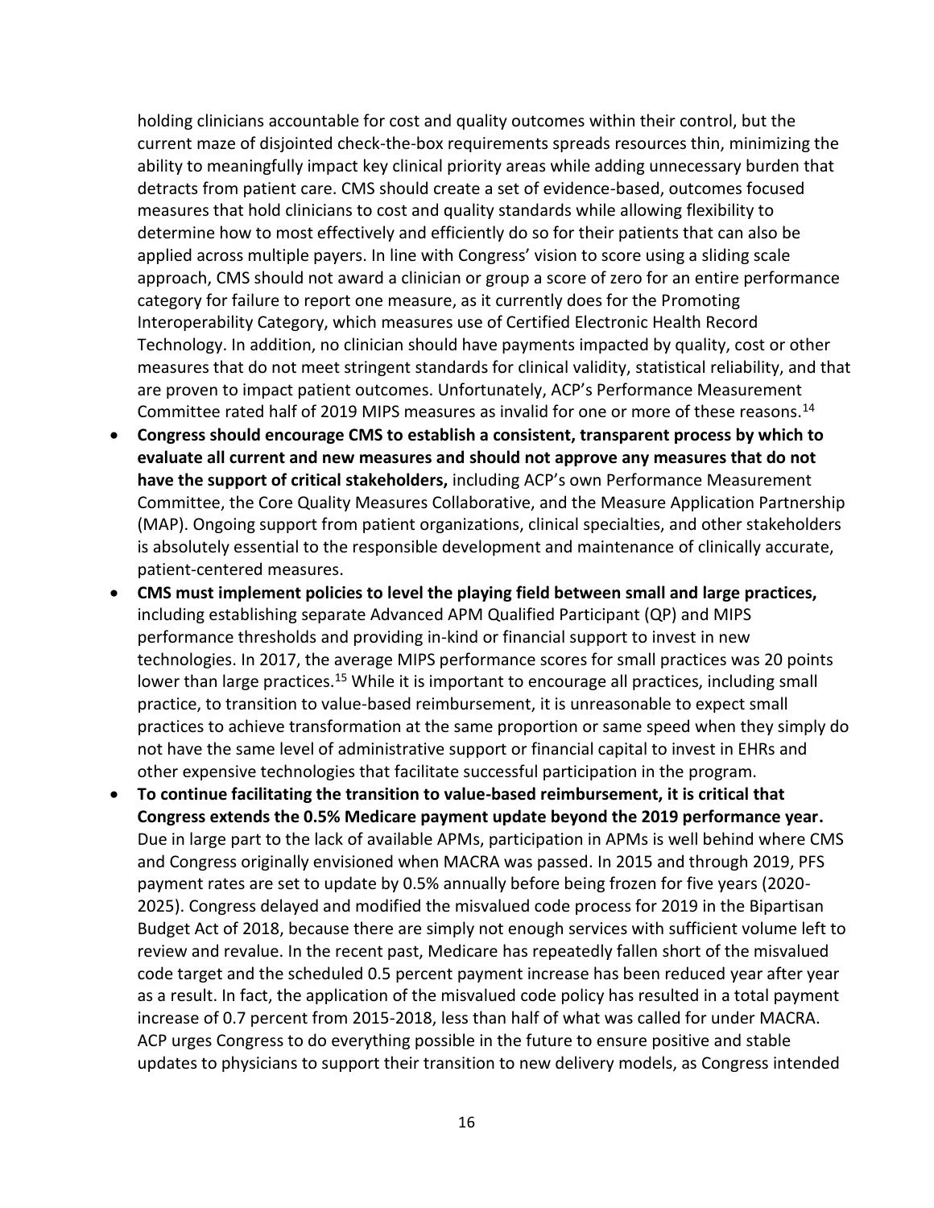holding clinicians accountable for cost and quality outcomes within their control, but the current maze of disjointed check-the-box requirements spreads resources thin, minimizing the ability to meaningfully impact key clinical priority areas while adding unnecessary burden that detracts from patient care. CMS should create a set of evidence-based, outcomes focused measures that hold clinicians to cost and quality standards while allowing flexibility to determine how to most effectively and efficiently do so for their patients that can also be applied across multiple payers. In line with Congress' vision to score using a sliding scale approach, CMS should not award a clinician or group a score of zero for an entire performance category for failure to report one measure, as it currently does for the Promoting Interoperability Category, which measures use of Certified Electronic Health Record Technology. In addition, no clinician should have payments impacted by quality, cost or other measures that do not meet stringent standards for clinical validity, statistical reliability, and that are proven to impact patient outcomes. Unfortunately, ACP's Performance Measurement Committee rated half of 2019 MIPS measures as invalid for one or more of these reasons.[14]

- **Congress should encourage CMS to establish a consistent, transparent process by which to evaluate all current and new measures and should not approve any measures that do not have the support of critical stakeholders,** including ACP's own Performance Measurement Committee, the Core Quality Measures Collaborative, and the Measure Application Partnership (MAP). Ongoing support from patient organizations, clinical specialties, and other stakeholders is absolutely essential to the responsible development and maintenance of clinically accurate, patient-centered measures.
- **CMS must implement policies to level the playing field between small and large practices,** including establishing separate Advanced APM Qualified Participant (QP) and MIPS performance thresholds and providing in-kind or financial support to invest in new technologies. In 2017, the average MIPS performance scores for small practices was 20 points lower than large practices.[15] While it is important to encourage all practices, including small practice, to transition to value-based reimbursement, it is unreasonable to expect small practices to achieve transformation at the same proportion or same speed when they simply do not have the same level of administrative support or financial capital to invest in EHRs and other expensive technologies that facilitate successful participation in the program.
- **To continue facilitating the transition to value-based reimbursement, it is critical that Congress extends the 0.5% Medicare payment update beyond the 2019 performance year.** Due in large part to the lack of available APMs, participation in APMs is well behind where CMS and Congress originally envisioned when MACRA was passed. In 2015 and through 2019, PFS payment rates are set to update by 0.5% annually before being frozen for five years (2020-2025). Congress delayed and modified the misvalued code process for 2019 in the Bipartisan Budget Act of 2018, because there are simply not enough services with sufficient volume left to review and revalue. In the recent past, Medicare has repeatedly fallen short of the misvalued code target and the scheduled 0.5 percent payment increase has been reduced year after year as a result. In fact, the application of the misvalued code policy has resulted in a total payment increase of 0.7 percent from 2015-2018, less than half of what was called for under MACRA. ACP urges Congress to do everything possible in the future to ensure positive and stable updates to physicians to support their transition to new delivery models, as Congress intended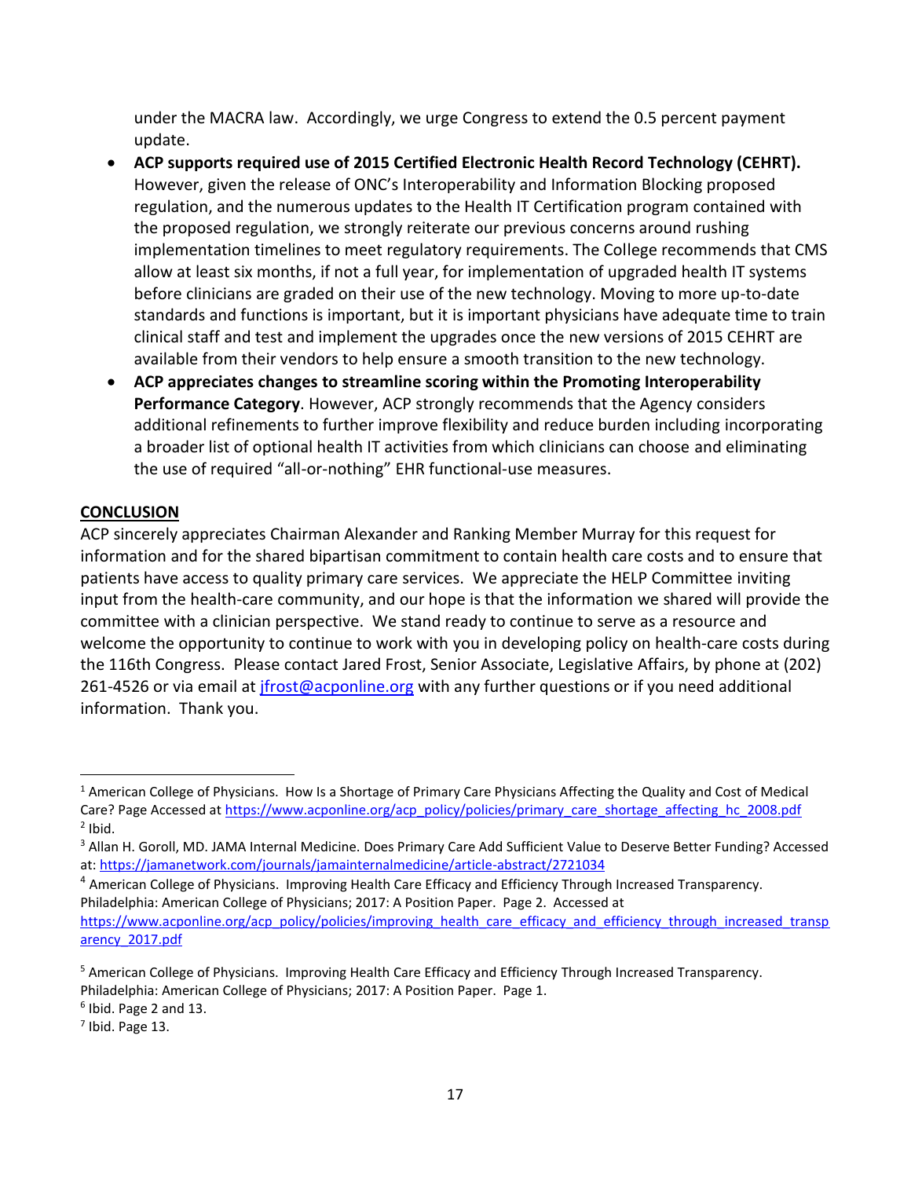under the MACRA law. Accordingly, we urge Congress to extend the 0.5 percent payment update.

- **ACP supports required use of 2015 Certified Electronic Health Record Technology (CEHRT).** However, given the release of ONC's Interoperability and Information Blocking proposed regulation, and the numerous updates to the Health IT Certification program contained with the proposed regulation, we strongly reiterate our previous concerns around rushing implementation timelines to meet regulatory requirements. The College recommends that CMS allow at least six months, if not a full year, for implementation of upgraded health IT systems before clinicians are graded on their use of the new technology. Moving to more up-to-date standards and functions is important, but it is important physicians have adequate time to train clinical staff and test and implement the upgrades once the new versions of 2015 CEHRT are available from their vendors to help ensure a smooth transition to the new technology.
- **ACP appreciates changes to streamline scoring within the Promoting Interoperability Performance Category**. However, ACP strongly recommends that the Agency considers additional refinements to further improve flexibility and reduce burden including incorporating a broader list of optional health IT activities from which clinicians can choose and eliminating the use of required "all-or-nothing" EHR functional-use measures.

## CONCLUSION

ACP sincerely appreciates Chairman Alexander and Ranking Member Murray for this request for information and for the shared bipartisan commitment to contain health care costs and to ensure that patients have access to quality primary care services. We appreciate the HELP Committee inviting input from the health-care community, and our hope is that the information we shared will provide the committee with a clinician perspective. We stand ready to continue to serve as a resource and welcome the opportunity to continue to work with you in developing policy on health-care costs during the 116th Congress. Please contact Jared Frost, Senior Associate, Legislative Affairs, by phone at (202) 261-4526 or via email at jfrost@acponline.org with any further questions or if you need additional information. Thank you.

---

[1] American College of Physicians. How Is a Shortage of Primary Care Physicians Affecting the Quality and Cost of Medical Care? Page Accessed at https://www.acponline.org/acp_policy/policies/primary_care_shortage_affecting_hc_2008.pdf

[2] Ibid.

[3] Allan H. Goroll, MD. JAMA Internal Medicine. Does Primary Care Add Sufficient Value to Deserve Better Funding? Accessed at: https://jamanetwork.com/journals/jamainternalmedicine/article-abstract/2721034

[4] American College of Physicians. Improving Health Care Efficacy and Efficiency Through Increased Transparency. Philadelphia: American College of Physicians; 2017: A Position Paper. Page 2. Accessed at https://www.acponline.org/acp_policy/policies/improving_health_care_efficacy_and_efficiency_through_increased_transparency_2017.pdf

[5] American College of Physicians. Improving Health Care Efficacy and Efficiency Through Increased Transparency. Philadelphia: American College of Physicians; 2017: A Position Paper. Page 1.

[6] Ibid. Page 2 and 13.

[7] Ibid. Page 13.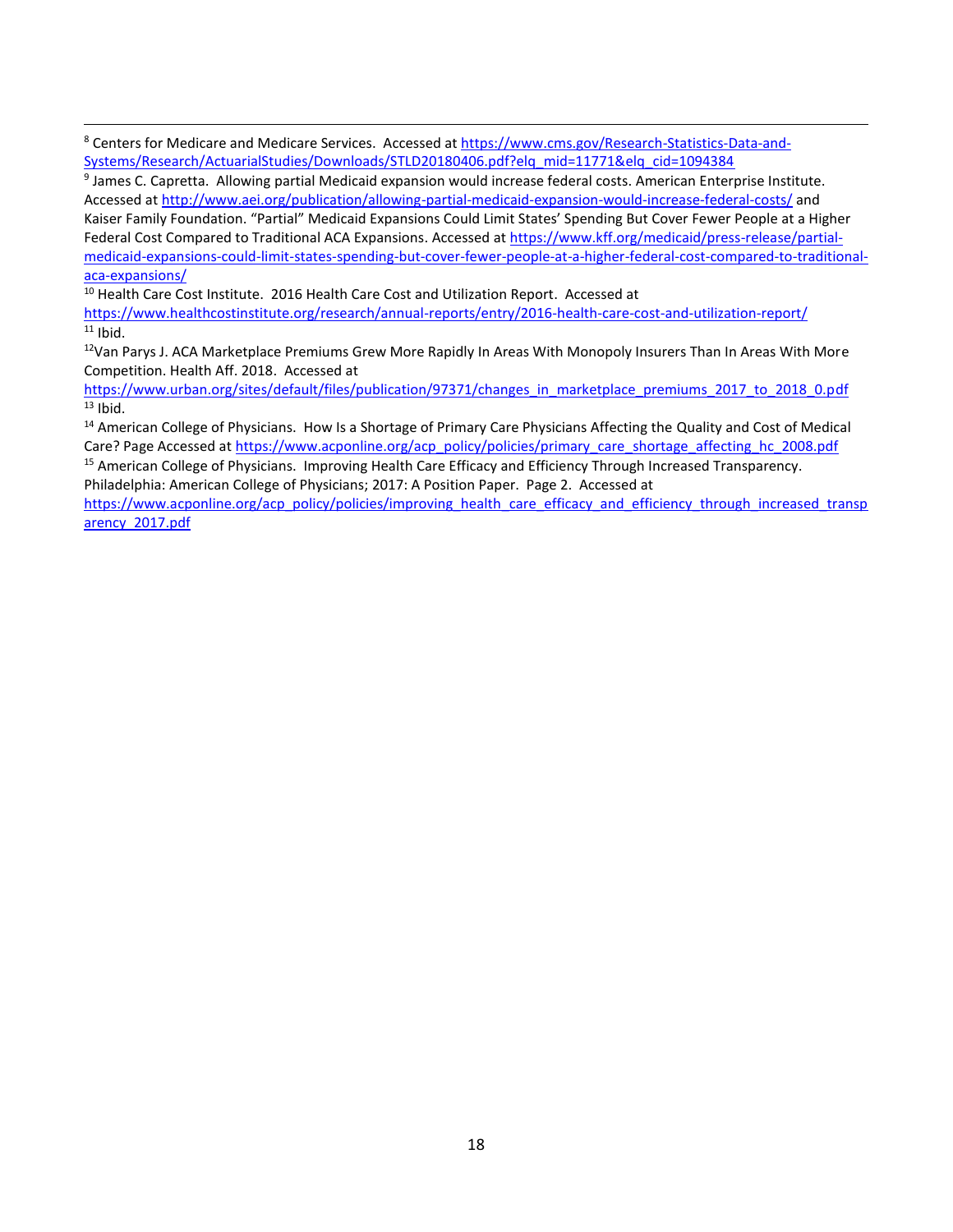[8] Centers for Medicare and Medicare Services. Accessed at https://www.cms.gov/Research-Statistics-Data-and-Systems/Research/ActuarialStudies/Downloads/STLD20180406.pdf?elq_mid=11771&elq_cid=1094384

[9] James C. Capretta. Allowing partial Medicaid expansion would increase federal costs. American Enterprise Institute. Accessed at http://www.aei.org/publication/allowing-partial-medicaid-expansion-would-increase-federal-costs/ and Kaiser Family Foundation. "Partial" Medicaid Expansions Could Limit States' Spending But Cover Fewer People at a Higher Federal Cost Compared to Traditional ACA Expansions. Accessed at https://www.kff.org/medicaid/press-release/partial-medicaid-expansions-could-limit-states-spending-but-cover-fewer-people-at-a-higher-federal-cost-compared-to-traditional-aca-expansions/

[10] Health Care Cost Institute. 2016 Health Care Cost and Utilization Report. Accessed at https://www.healthcostinstitute.org/research/annual-reports/entry/2016-health-care-cost-and-utilization-report/

[11] Ibid.

[12] Van Parys J. ACA Marketplace Premiums Grew More Rapidly In Areas With Monopoly Insurers Than In Areas With More Competition. Health Aff. 2018. Accessed at https://www.urban.org/sites/default/files/publication/97371/changes_in_marketplace_premiums_2017_to_2018_0.pdf

[13] Ibid.

[14] American College of Physicians. How Is a Shortage of Primary Care Physicians Affecting the Quality and Cost of Medical Care? Page Accessed at https://www.acponline.org/acp_policy/policies/primary_care_shortage_affecting_hc_2008.pdf

[15] American College of Physicians. Improving Health Care Efficacy and Efficiency Through Increased Transparency. Philadelphia: American College of Physicians; 2017: A Position Paper. Page 2. Accessed at https://www.acponline.org/acp_policy/policies/improving_health_care_efficacy_and_efficiency_through_increased_transparency_2017.pdf